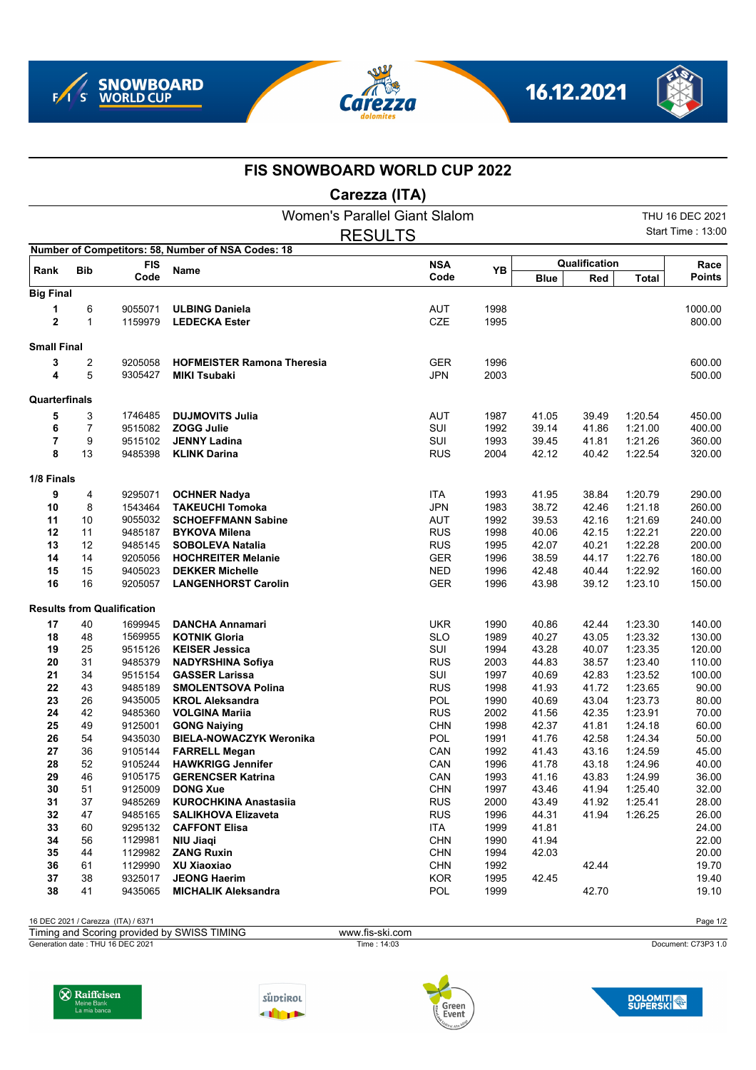# FIS SNOWBOARD WORLD CUP 2022

## Carezza (ITA)

### Women's Parallel Giant Slalom

### RESULTS

THU 16 DEC 2021
Start Time : 13:00

Number of Competitors: 58, Number of NSA Codes: 18

| Rank | Bib | FIS Code | Name | NSA Code | YB | Qualification Blue | Qualification Red | Qualification Total | Race Points |
|---|---|---|---|---|---|---|---|---|---|
| **Big Final** | | | | | | | | | |
| **1** | 6 | 9055071 | **ULBING Daniela** | AUT | 1998 | | | | 1000.00 |
| **2** | 1 | 1159979 | **LEDECKA Ester** | CZE | 1995 | | | | 800.00 |
| **Small Final** | | | | | | | | | |
| **3** | 2 | 9205058 | **HOFMEISTER Ramona Theresia** | GER | 1996 | | | | 600.00 |
| **4** | 5 | 9305427 | **MIKI Tsubaki** | JPN | 2003 | | | | 500.00 |
| **Quarterfinals** | | | | | | | | | |
| **5** | 3 | 1746485 | **DUJMOVITS Julia** | AUT | 1987 | 41.05 | 39.49 | 1:20.54 | 450.00 |
| **6** | 7 | 9515082 | **ZOGG Julie** | SUI | 1992 | 39.14 | 41.86 | 1:21.00 | 400.00 |
| **7** | 9 | 9515102 | **JENNY Ladina** | SUI | 1993 | 39.45 | 41.81 | 1:21.26 | 360.00 |
| **8** | 13 | 9485398 | **KLINK Darina** | RUS | 2004 | 42.12 | 40.42 | 1:22.54 | 320.00 |
| **1/8 Finals** | | | | | | | | | |
| **9** | 4 | 9295071 | **OCHNER Nadya** | ITA | 1993 | 41.95 | 38.84 | 1:20.79 | 290.00 |
| **10** | 8 | 1543464 | **TAKEUCHI Tomoka** | JPN | 1983 | 38.72 | 42.46 | 1:21.18 | 260.00 |
| **11** | 10 | 9055032 | **SCHOEFFMANN Sabine** | AUT | 1992 | 39.53 | 42.16 | 1:21.69 | 240.00 |
| **12** | 11 | 9485187 | **BYKOVA Milena** | RUS | 1998 | 40.06 | 42.15 | 1:22.21 | 220.00 |
| **13** | 12 | 9485145 | **SOBOLEVA Natalia** | RUS | 1995 | 42.07 | 40.21 | 1:22.28 | 200.00 |
| **14** | 14 | 9205056 | **HOCHREITER Melanie** | GER | 1996 | 38.59 | 44.17 | 1:22.76 | 180.00 |
| **15** | 15 | 9405023 | **DEKKER Michelle** | NED | 1996 | 42.48 | 40.44 | 1:22.92 | 160.00 |
| **16** | 16 | 9205057 | **LANGENHORST Carolin** | GER | 1996 | 43.98 | 39.12 | 1:23.10 | 150.00 |
| **Results from Qualification** | | | | | | | | | |
| **17** | 40 | 1699945 | **DANCHA Annamari** | UKR | 1990 | 40.86 | 42.44 | 1:23.30 | 140.00 |
| **18** | 48 | 1569955 | **KOTNIK Gloria** | SLO | 1989 | 40.27 | 43.05 | 1:23.32 | 130.00 |
| **19** | 25 | 9515126 | **KEISER Jessica** | SUI | 1994 | 43.28 | 40.07 | 1:23.35 | 120.00 |
| **20** | 31 | 9485379 | **NADYRSHINA Sofiya** | RUS | 2003 | 44.83 | 38.57 | 1:23.40 | 110.00 |
| **21** | 34 | 9515154 | **GASSER Larissa** | SUI | 1997 | 40.69 | 42.83 | 1:23.52 | 100.00 |
| **22** | 43 | 9485189 | **SMOLENTSOVA Polina** | RUS | 1998 | 41.93 | 41.72 | 1:23.65 | 90.00 |
| **23** | 26 | 9435005 | **KROL Aleksandra** | POL | 1990 | 40.69 | 43.04 | 1:23.73 | 80.00 |
| **24** | 42 | 9485360 | **VOLGINA Mariia** | RUS | 2002 | 41.56 | 42.35 | 1:23.91 | 70.00 |
| **25** | 49 | 9125001 | **GONG Naiying** | CHN | 1998 | 42.37 | 41.81 | 1:24.18 | 60.00 |
| **26** | 54 | 9435030 | **BIELA-NOWACZYK Weronika** | POL | 1991 | 41.76 | 42.58 | 1:24.34 | 50.00 |
| **27** | 36 | 9105144 | **FARRELL Megan** | CAN | 1992 | 41.43 | 43.16 | 1:24.59 | 45.00 |
| **28** | 52 | 9105244 | **HAWKRIGG Jennifer** | CAN | 1996 | 41.78 | 43.18 | 1:24.96 | 40.00 |
| **29** | 46 | 9105175 | **GERENCSER Katrina** | CAN | 1993 | 41.16 | 43.83 | 1:24.99 | 36.00 |
| **30** | 51 | 9125009 | **DONG Xue** | CHN | 1997 | 43.46 | 41.94 | 1:25.40 | 32.00 |
| **31** | 37 | 9485269 | **KUROCHKINA Anastasiia** | RUS | 2000 | 43.49 | 41.92 | 1:25.41 | 28.00 |
| **32** | 47 | 9485165 | **SALIKHOVA Elizaveta** | RUS | 1996 | 44.31 | 41.94 | 1:26.25 | 26.00 |
| **33** | 60 | 9295132 | **CAFFONT Elisa** | ITA | 1999 | 41.81 | | | 24.00 |
| **34** | 56 | 1129981 | **NIU Jiaqi** | CHN | 1990 | 41.94 | | | 22.00 |
| **35** | 44 | 1129982 | **ZANG Ruxin** | CHN | 1994 | 42.03 | | | 20.00 |
| **36** | 61 | 1129990 | **XU Xiaoxiao** | CHN | 1992 | | 42.44 | | 19.70 |
| **37** | 38 | 9325017 | **JEONG Haerim** | KOR | 1995 | 42.45 | | | 19.40 |
| **38** | 41 | 9435065 | **MICHALIK Aleksandra** | POL | 1999 | | 42.70 | | 19.10 |

16 DEC 2021 / Carezza (ITA) / 6371
Timing and Scoring provided by SWISS TIMING — www.fis-ski.com
Generation date : THU 16 DEC 2021 — Time : 14:03 — Document: C73P3 1.0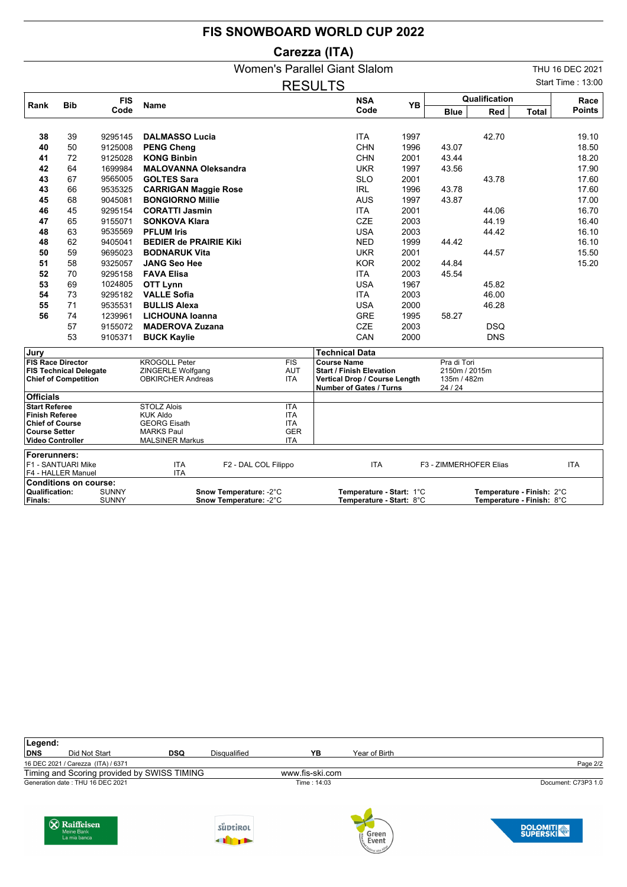# FIS SNOWBOARD WORLD CUP 2022

## Carezza (ITA)

### Women's Parallel Giant Slalom

### RESULTS

THU 16 DEC 2021

Start Time : 13:00

| Rank | Bib | FIS Code | Name | NSA Code | YB | Qualification | | | Race Points |
|---|---|---|---|---|---|---|---|---|---|
| | | | | | | Blue | Red | Total | |
| 38 | 39 | 9295145 | **DALMASSO Lucia** | ITA | 1997 | | 42.70 | | 19.10 |
| 40 | 50 | 9125008 | **PENG Cheng** | CHN | 1996 | 43.07 | | | 18.50 |
| 41 | 72 | 9125028 | **KONG Binbin** | CHN | 2001 | 43.44 | | | 18.20 |
| 42 | 64 | 1699984 | **MALOVANNA Oleksandra** | UKR | 1997 | 43.56 | | | 17.90 |
| 43 | 67 | 9565005 | **GOLTES Sara** | SLO | 2001 | | 43.78 | | 17.60 |
| 43 | 66 | 9535325 | **CARRIGAN Maggie Rose** | IRL | 1996 | 43.78 | | | 17.60 |
| 45 | 68 | 9045081 | **BONGIORNO Millie** | AUS | 1997 | 43.87 | | | 17.00 |
| 46 | 45 | 9295154 | **CORATTI Jasmin** | ITA | 2001 | | 44.06 | | 16.70 |
| 47 | 65 | 9155071 | **SONKOVA Klara** | CZE | 2003 | | 44.19 | | 16.40 |
| 48 | 63 | 9535569 | **PFLUM Iris** | USA | 2003 | | 44.42 | | 16.10 |
| 48 | 62 | 9405041 | **BEDIER de PRAIRIE Kiki** | NED | 1999 | 44.42 | | | 16.10 |
| 50 | 59 | 9695023 | **BODNARUK Vita** | UKR | 2001 | | 44.57 | | 15.50 |
| 51 | 58 | 9325057 | **JANG Seo Hee** | KOR | 2002 | 44.84 | | | 15.20 |
| 52 | 70 | 9295158 | **FAVA Elisa** | ITA | 2003 | 45.54 | | | |
| 53 | 69 | 1024805 | **OTT Lynn** | USA | 1967 | | 45.82 | | |
| 54 | 73 | 9295182 | **VALLE Sofia** | ITA | 2003 | | 46.00 | | |
| 55 | 71 | 9535531 | **BULLIS Alexa** | USA | 2000 | | 46.28 | | |
| 56 | 74 | 1239961 | **LICHOUNA Ioanna** | GRE | 1995 | 58.27 | | | |
| | 57 | 9155072 | **MADEROVA Zuzana** | CZE | 2003 | | DSQ | | |
| | 53 | 9105371 | **BUCK Kaylie** | CAN | 2000 | | DNS | | |

**Jury**

| | | |
|---|---|---|
| **FIS Race Director** | KROGOLL Peter | FIS |
| **FIS Technical Delegate** | ZINGERLE Wolfgang | AUT |
| **Chief of Competition** | OBKIRCHER Andreas | ITA |

**Technical Data**

| | |
|---|---|
| **Course Name** | Pra di Tori |
| **Start / Finish Elevation** | 2150m / 2015m |
| **Vertical Drop / Course Length** | 135m / 482m |
| **Number of Gates / Turns** | 24 / 24 |

**Officials**

| | | |
|---|---|---|
| **Start Referee** | STOLZ Alois | ITA |
| **Finish Referee** | KUK Aldo | ITA |
| **Chief of Course** | GEORG Eisath | ITA |
| **Course Setter** | MARKS Paul | GER |
| **Video Controller** | MALSINER Markus | ITA |

**Forerunners:**

| | | | |
|---|---|---|---|
| F1 - SANTUARI Mike | ITA | F2 - DAL COL Filippo | ITA |
| F3 - ZIMMERHOFER Elias | ITA | F4 - HALLER Manuel | ITA |

**Conditions on course:**

| | | | | |
|---|---|---|---|---|
| **Qualification:** | SUNNY | **Snow Temperature:** -2°C | **Temperature - Start:** 1°C | **Temperature - Finish:** 2°C |
| **Finals:** | SUNNY | **Snow Temperature:** -2°C | **Temperature - Start:** 8°C | **Temperature - Finish:** 8°C |

**Legend:**

| | | | | | |
|---|---|---|---|---|---|
| **DNS** | Did Not Start | **DSQ** | Disqualified | **YB** | Year of Birth |

16 DEC 2021 / Carezza (ITA) / 6371

Timing and Scoring provided by SWISS TIMING

www.fis-ski.com

Generation date : THU 16 DEC 2021 — Time : 14:03 — Document: C73P3 1.0